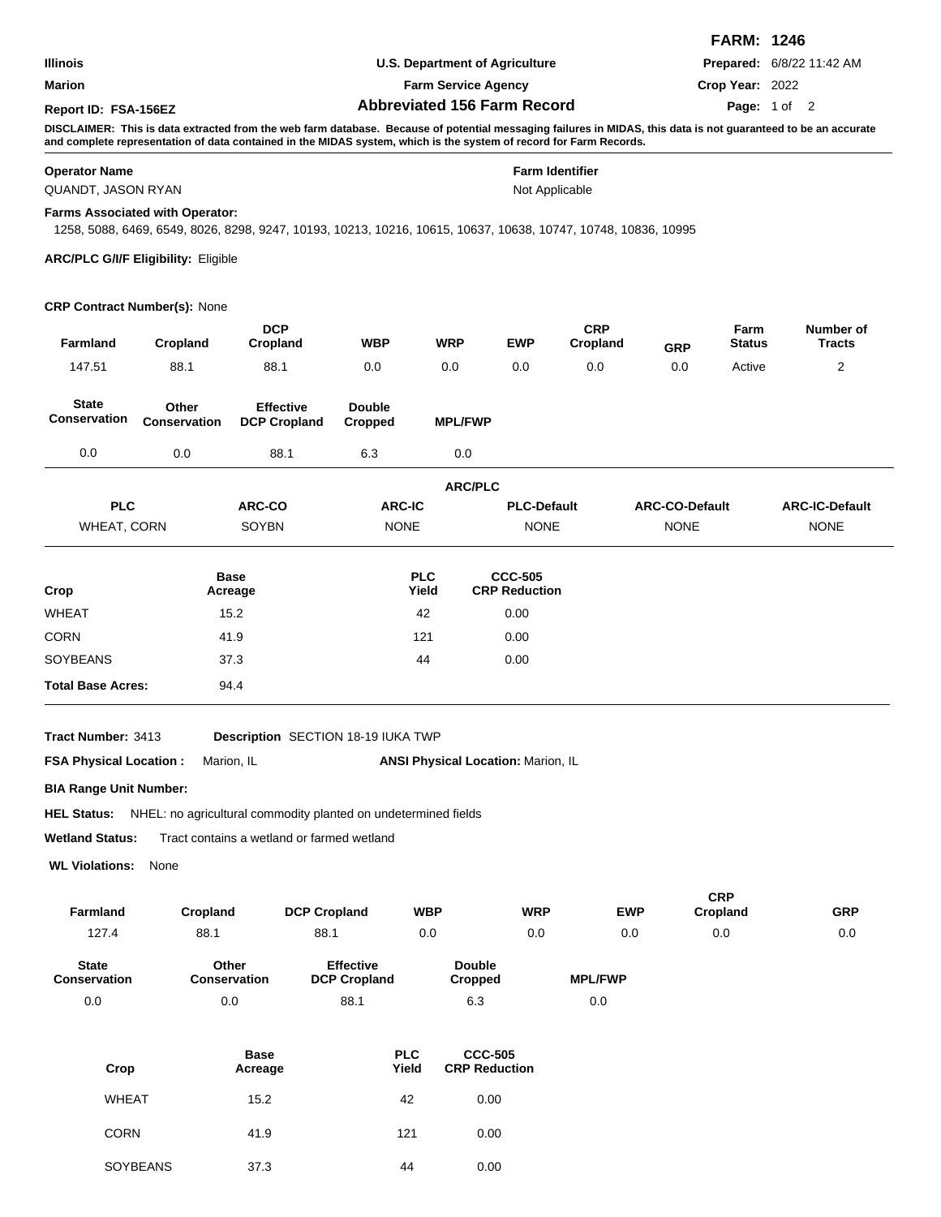**FARM: 1246**

| | | |
|---|---|---|
| **Illinois** | **U.S. Department of Agriculture** | **Prepared:** 6/8/22 11:42 AM |
| **Marion** | **Farm Service Agency** | **Crop Year:** 2022 |
| **Report ID: FSA-156EZ** | **Abbreviated 156 Farm Record** | |

**DISCLAIMER: This is data extracted from the web farm database. Because of potential messaging failures in MIDAS, this data is not guaranteed to be an accurate and complete representation of data contained in the MIDAS system, which is the system of record for Farm Records.**

**Operator Name**
QUANDT, JASON RYAN

**Farm Identifier**
Not Applicable

**Farms Associated with Operator:**
1258, 5088, 6469, 6549, 8026, 8298, 9247, 10193, 10213, 10216, 10615, 10637, 10638, 10747, 10748, 10836, 10995

**ARC/PLC G/I/F Eligibility:** Eligible

**CRP Contract Number(s):** None

| Farmland | Cropland | DCP Cropland | WBP | WRP | EWP | CRP Cropland | GRP | Farm Status | Number of Tracts |
|---|---|---|---|---|---|---|---|---|---|
| 147.51 | 88.1 | 88.1 | 0.0 | 0.0 | 0.0 | 0.0 | 0.0 | Active | 2 |

| State Conservation | Other Conservation | Effective DCP Cropland | Double Cropped | MPL/FWP |
|---|---|---|---|---|
| 0.0 | 0.0 | 88.1 | 6.3 | 0.0 |

**ARC/PLC**

| PLC | ARC-CO | ARC-IC | PLC-Default | ARC-CO-Default | ARC-IC-Default |
|---|---|---|---|---|---|
| WHEAT, CORN | SOYBN | NONE | NONE | NONE | NONE |

| Crop | Base Acreage | PLC Yield | CCC-505 CRP Reduction |
|---|---|---|---|
| WHEAT | 15.2 | 42 | 0.00 |
| CORN | 41.9 | 121 | 0.00 |
| SOYBEANS | 37.3 | 44 | 0.00 |
| **Total Base Acres:** | 94.4 | | |

**Tract Number:** 3413 **Description** SECTION 18-19 IUKA TWP

**FSA Physical Location :** Marion, IL **ANSI Physical Location:** Marion, IL

**BIA Range Unit Number:**

**HEL Status:** NHEL: no agricultural commodity planted on undetermined fields

**Wetland Status:** Tract contains a wetland or farmed wetland

**WL Violations:** None

| Farmland | Cropland | DCP Cropland | WBP | WRP | EWP | CRP Cropland | GRP |
|---|---|---|---|---|---|---|---|
| 127.4 | 88.1 | 88.1 | 0.0 | 0.0 | 0.0 | 0.0 | 0.0 |

| State Conservation | Other Conservation | Effective DCP Cropland | Double Cropped | MPL/FWP |
|---|---|---|---|---|
| 0.0 | 0.0 | 88.1 | 6.3 | 0.0 |

| Crop | Base Acreage | PLC Yield | CCC-505 CRP Reduction |
|---|---|---|---|
| WHEAT | 15.2 | 42 | 0.00 |
| CORN | 41.9 | 121 | 0.00 |
| SOYBEANS | 37.3 | 44 | 0.00 |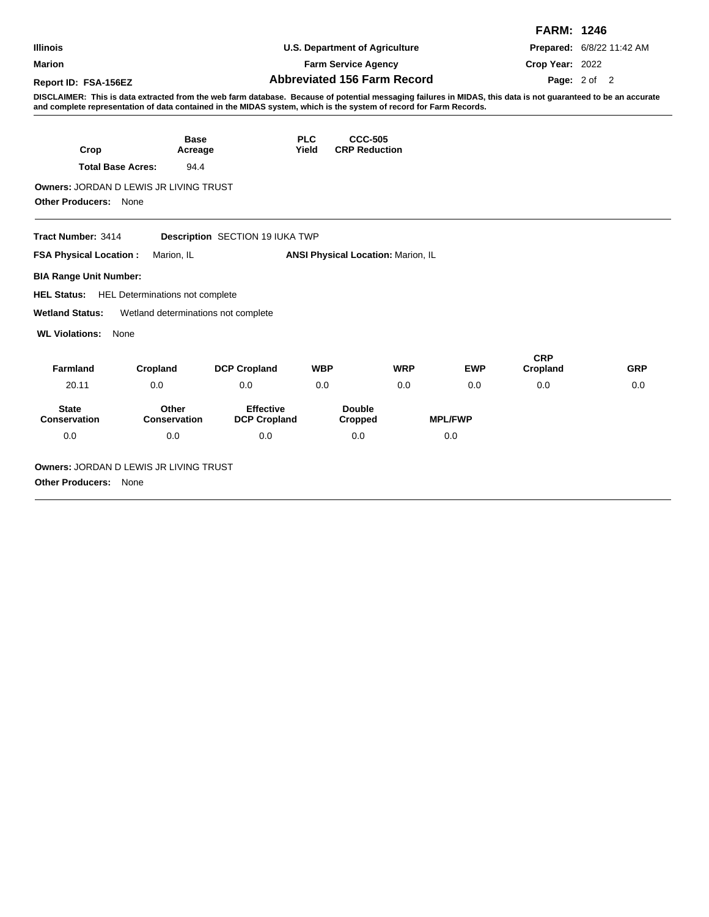**FARM: 1246**

| | | |
|---|---|---|
| **Illinois** | **U.S. Department of Agriculture** | **Prepared:** 6/8/22 11:42 AM |
| **Marion** | **Farm Service Agency** | **Crop Year:** 2022 |
| **Report ID: FSA-156EZ** | **Abbreviated 156 Farm Record** | |

**DISCLAIMER: This is data extracted from the web farm database. Because of potential messaging failures in MIDAS, this data is not guaranteed to be an accurate and complete representation of data contained in the MIDAS system, which is the system of record for Farm Records.**

| Crop | Base Acreage | PLC Yield | CCC-505 CRP Reduction |
|---|---|---|---|
| **Total Base Acres:** | 94.4 | | |

**Owners:** JORDAN D LEWIS JR LIVING TRUST

**Other Producers:** None

---

**Tract Number:** 3414 **Description** SECTION 19 IUKA TWP

**FSA Physical Location :** Marion, IL **ANSI Physical Location:** Marion, IL

**BIA Range Unit Number:**

**HEL Status:** HEL Determinations not complete

**Wetland Status:** Wetland determinations not complete

**WL Violations:** None

| Farmland | Cropland | DCP Cropland | WBP | WRP | EWP | CRP Cropland | GRP |
|---|---|---|---|---|---|---|---|
| 20.11 | 0.0 | 0.0 | 0.0 | 0.0 | 0.0 | 0.0 | 0.0 |

| State Conservation | Other Conservation | Effective DCP Cropland | Double Cropped | MPL/FWP |
|---|---|---|---|---|
| 0.0 | 0.0 | 0.0 | 0.0 | 0.0 |

**Owners:** JORDAN D LEWIS JR LIVING TRUST

**Other Producers:** None